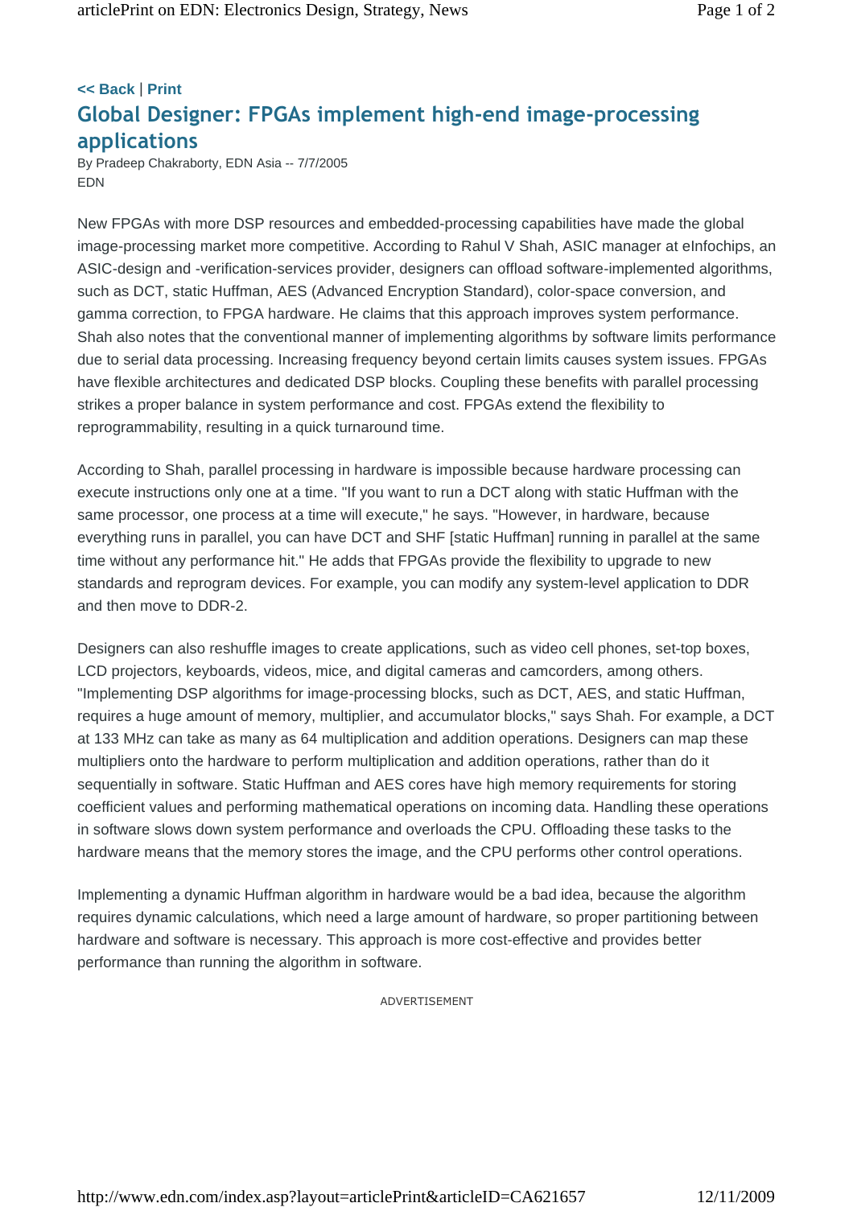<< Back | Print

# Global Designer: FPGAs implement high-end image-processing applications

By Pradeep Chakraborty, EDN Asia -- 7/7/2005
EDN

New FPGAs with more DSP resources and embedded-processing capabilities have made the global image-processing market more competitive. According to Rahul V Shah, ASIC manager at eInfochips, an ASIC-design and -verification-services provider, designers can offload software-implemented algorithms, such as DCT, static Huffman, AES (Advanced Encryption Standard), color-space conversion, and gamma correction, to FPGA hardware. He claims that this approach improves system performance. Shah also notes that the conventional manner of implementing algorithms by software limits performance due to serial data processing. Increasing frequency beyond certain limits causes system issues. FPGAs have flexible architectures and dedicated DSP blocks. Coupling these benefits with parallel processing strikes a proper balance in system performance and cost. FPGAs extend the flexibility to reprogrammability, resulting in a quick turnaround time.

According to Shah, parallel processing in hardware is impossible because hardware processing can execute instructions only one at a time. "If you want to run a DCT along with static Huffman with the same processor, one process at a time will execute," he says. "However, in hardware, because everything runs in parallel, you can have DCT and SHF [static Huffman] running in parallel at the same time without any performance hit." He adds that FPGAs provide the flexibility to upgrade to new standards and reprogram devices. For example, you can modify any system-level application to DDR and then move to DDR-2.

Designers can also reshuffle images to create applications, such as video cell phones, set-top boxes, LCD projectors, keyboards, videos, mice, and digital cameras and camcorders, among others. "Implementing DSP algorithms for image-processing blocks, such as DCT, AES, and static Huffman, requires a huge amount of memory, multiplier, and accumulator blocks," says Shah. For example, a DCT at 133 MHz can take as many as 64 multiplication and addition operations. Designers can map these multipliers onto the hardware to perform multiplication and addition operations, rather than do it sequentially in software. Static Huffman and AES cores have high memory requirements for storing coefficient values and performing mathematical operations on incoming data. Handling these operations in software slows down system performance and overloads the CPU. Offloading these tasks to the hardware means that the memory stores the image, and the CPU performs other control operations.

Implementing a dynamic Huffman algorithm in hardware would be a bad idea, because the algorithm requires dynamic calculations, which need a large amount of hardware, so proper partitioning between hardware and software is necessary. This approach is more cost-effective and provides better performance than running the algorithm in software.

ADVERTISEMENT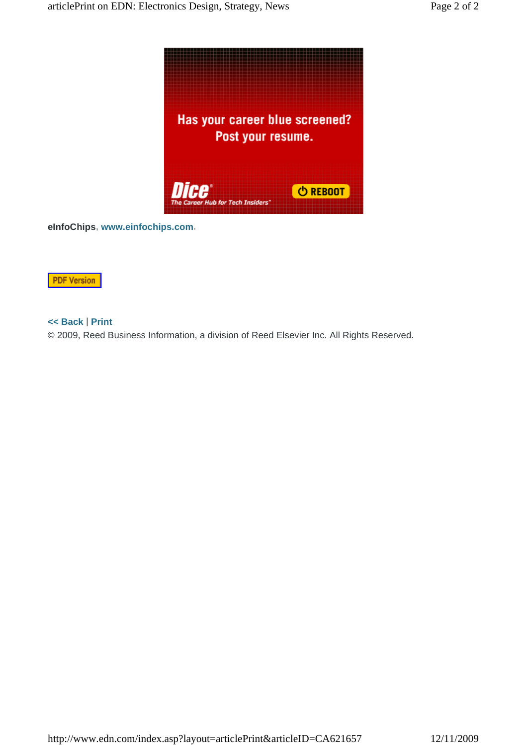**eInfoChips**, **www.einfochips.com**.

PDF Version

**<< Back** | **Print**

© 2009, Reed Business Information, a division of Reed Elsevier Inc. All Rights Reserved.